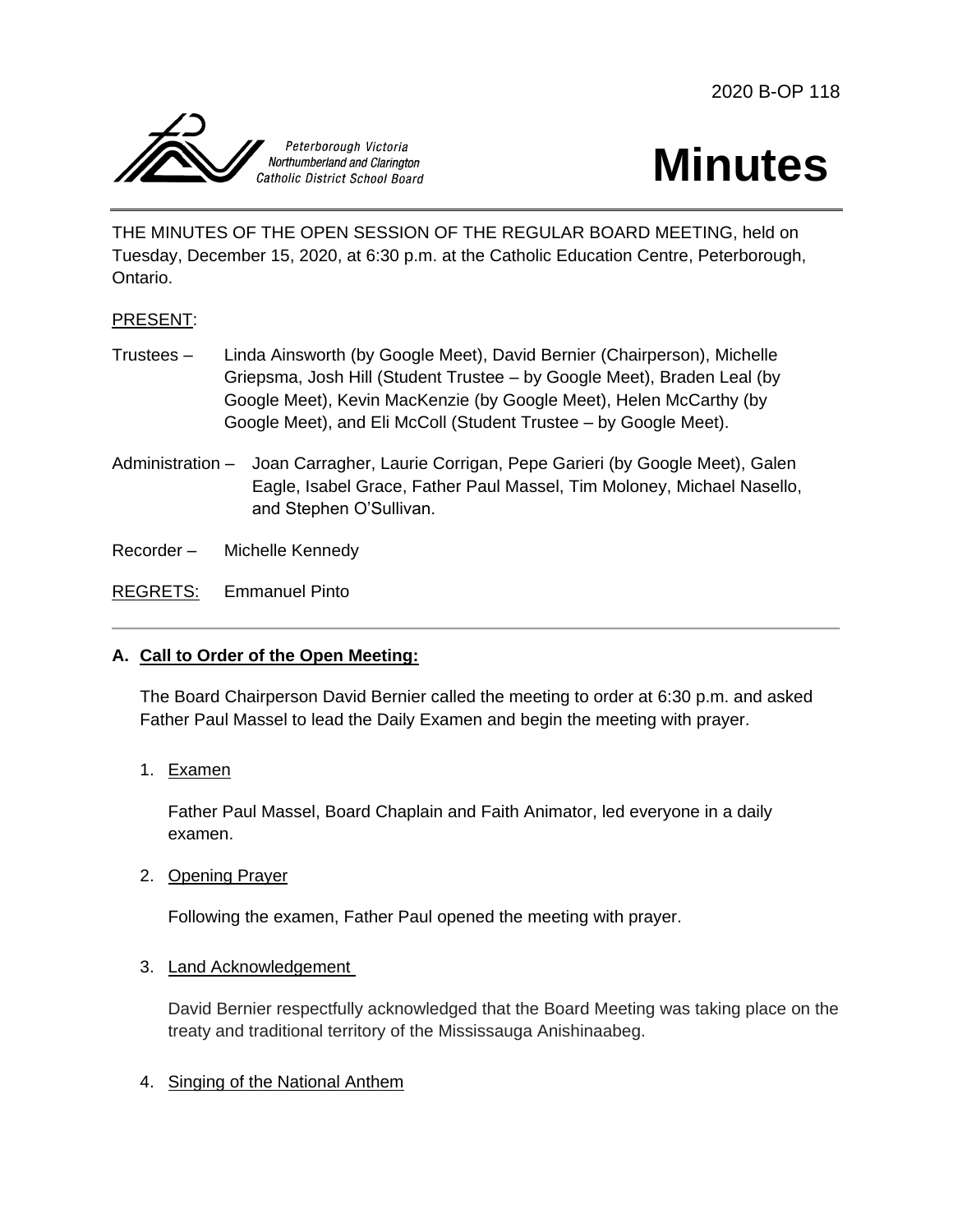2020 B-OP 118

Peterborough Victoria Northumberland and Clarington Catholic District School Board

# Minutes

THE MINUTES OF THE OPEN SESSION OF THE REGULAR BOARD MEETING, held on Tuesday, December 15, 2020, at 6:30 p.m. at the Catholic Education Centre, Peterborough, Ontario.

PRESENT:

Trustees – Linda Ainsworth (by Google Meet), David Bernier (Chairperson), Michelle Griepsma, Josh Hill (Student Trustee – by Google Meet), Braden Leal (by Google Meet), Kevin MacKenzie (by Google Meet), Helen McCarthy (by Google Meet), and Eli McColl (Student Trustee – by Google Meet).

Administration – Joan Carragher, Laurie Corrigan, Pepe Garieri (by Google Meet), Galen Eagle, Isabel Grace, Father Paul Massel, Tim Moloney, Michael Nasello, and Stephen O'Sullivan.

Recorder – Michelle Kennedy

REGRETS: Emmanuel Pinto

---

### A. Call to Order of the Open Meeting:

The Board Chairperson David Bernier called the meeting to order at 6:30 p.m. and asked Father Paul Massel to lead the Daily Examen and begin the meeting with prayer.

1. Examen

   Father Paul Massel, Board Chaplain and Faith Animator, led everyone in a daily examen.

2. Opening Prayer

   Following the examen, Father Paul opened the meeting with prayer.

3. Land Acknowledgement

   David Bernier respectfully acknowledged that the Board Meeting was taking place on the treaty and traditional territory of the Mississauga Anishinaabeg.

4. Singing of the National Anthem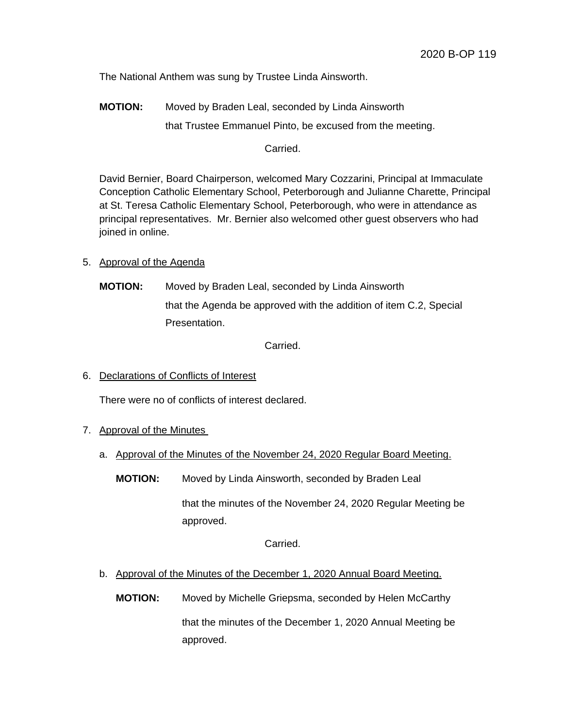The National Anthem was sung by Trustee Linda Ainsworth.

**MOTION:** Moved by Braden Leal, seconded by Linda Ainsworth that Trustee Emmanuel Pinto, be excused from the meeting.

Carried.

David Bernier, Board Chairperson, welcomed Mary Cozzarini, Principal at Immaculate Conception Catholic Elementary School, Peterborough and Julianne Charette, Principal at St. Teresa Catholic Elementary School, Peterborough, who were in attendance as principal representatives. Mr. Bernier also welcomed other guest observers who had joined in online.

5. Approval of the Agenda

**MOTION:** Moved by Braden Leal, seconded by Linda Ainsworth that the Agenda be approved with the addition of item C.2, Special Presentation.

Carried.

6. Declarations of Conflicts of Interest

There were no of conflicts of interest declared.

7. Approval of the Minutes

a. Approval of the Minutes of the November 24, 2020 Regular Board Meeting.

**MOTION:** Moved by Linda Ainsworth, seconded by Braden Leal that the minutes of the November 24, 2020 Regular Meeting be approved.

Carried.

b. Approval of the Minutes of the December 1, 2020 Annual Board Meeting.

**MOTION:** Moved by Michelle Griepsma, seconded by Helen McCarthy that the minutes of the December 1, 2020 Annual Meeting be approved.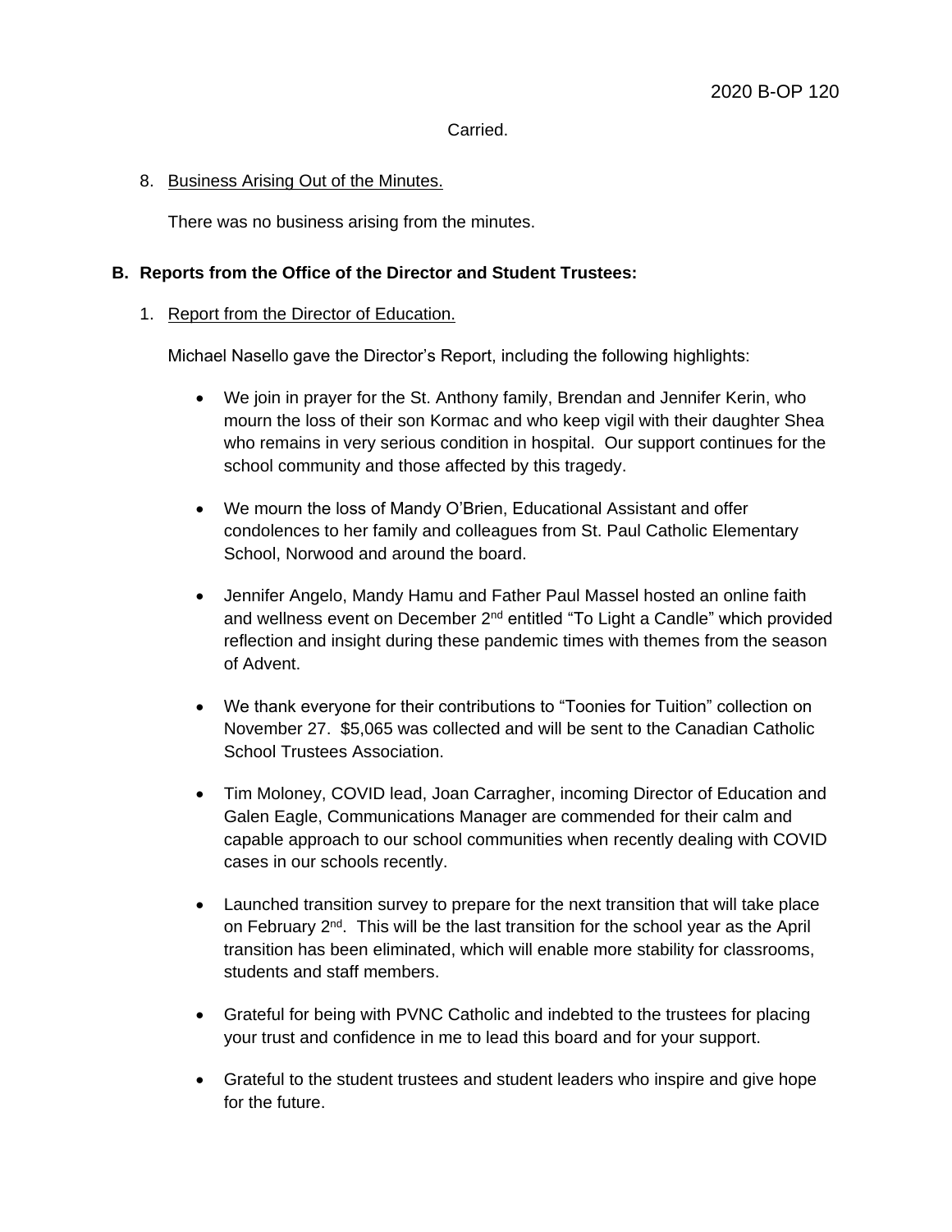Carried.

8. Business Arising Out of the Minutes.

   There was no business arising from the minutes.

**B. Reports from the Office of the Director and Student Trustees:**

1. Report from the Director of Education.

   Michael Nasello gave the Director's Report, including the following highlights:

   - We join in prayer for the St. Anthony family, Brendan and Jennifer Kerin, who mourn the loss of their son Kormac and who keep vigil with their daughter Shea who remains in very serious condition in hospital. Our support continues for the school community and those affected by this tragedy.

   - We mourn the loss of Mandy O'Brien, Educational Assistant and offer condolences to her family and colleagues from St. Paul Catholic Elementary School, Norwood and around the board.

   - Jennifer Angelo, Mandy Hamu and Father Paul Massel hosted an online faith and wellness event on December 2nd entitled "To Light a Candle" which provided reflection and insight during these pandemic times with themes from the season of Advent.

   - We thank everyone for their contributions to "Toonies for Tuition" collection on November 27. $5,065 was collected and will be sent to the Canadian Catholic School Trustees Association.

   - Tim Moloney, COVID lead, Joan Carragher, incoming Director of Education and Galen Eagle, Communications Manager are commended for their calm and capable approach to our school communities when recently dealing with COVID cases in our schools recently.

   - Launched transition survey to prepare for the next transition that will take place on February 2nd. This will be the last transition for the school year as the April transition has been eliminated, which will enable more stability for classrooms, students and staff members.

   - Grateful for being with PVNC Catholic and indebted to the trustees for placing your trust and confidence in me to lead this board and for your support.

   - Grateful to the student trustees and student leaders who inspire and give hope for the future.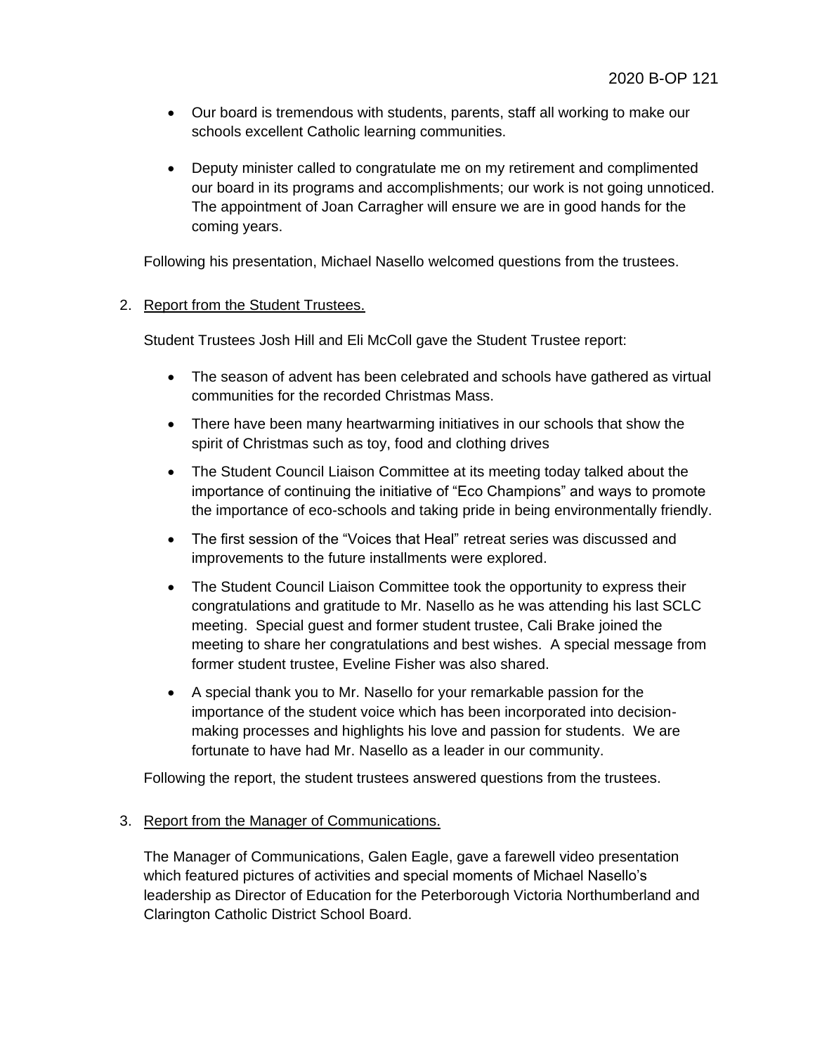- Our board is tremendous with students, parents, staff all working to make our schools excellent Catholic learning communities.

- Deputy minister called to congratulate me on my retirement and complimented our board in its programs and accomplishments; our work is not going unnoticed. The appointment of Joan Carragher will ensure we are in good hands for the coming years.

Following his presentation, Michael Nasello welcomed questions from the trustees.

2. Report from the Student Trustees.

   Student Trustees Josh Hill and Eli McColl gave the Student Trustee report:

   - The season of advent has been celebrated and schools have gathered as virtual communities for the recorded Christmas Mass.
   - There have been many heartwarming initiatives in our schools that show the spirit of Christmas such as toy, food and clothing drives
   - The Student Council Liaison Committee at its meeting today talked about the importance of continuing the initiative of "Eco Champions" and ways to promote the importance of eco-schools and taking pride in being environmentally friendly.
   - The first session of the "Voices that Heal" retreat series was discussed and improvements to the future installments were explored.
   - The Student Council Liaison Committee took the opportunity to express their congratulations and gratitude to Mr. Nasello as he was attending his last SCLC meeting. Special guest and former student trustee, Cali Brake joined the meeting to share her congratulations and best wishes. A special message from former student trustee, Eveline Fisher was also shared.
   - A special thank you to Mr. Nasello for your remarkable passion for the importance of the student voice which has been incorporated into decision-making processes and highlights his love and passion for students. We are fortunate to have had Mr. Nasello as a leader in our community.

   Following the report, the student trustees answered questions from the trustees.

3. Report from the Manager of Communications.

   The Manager of Communications, Galen Eagle, gave a farewell video presentation which featured pictures of activities and special moments of Michael Nasello's leadership as Director of Education for the Peterborough Victoria Northumberland and Clarington Catholic District School Board.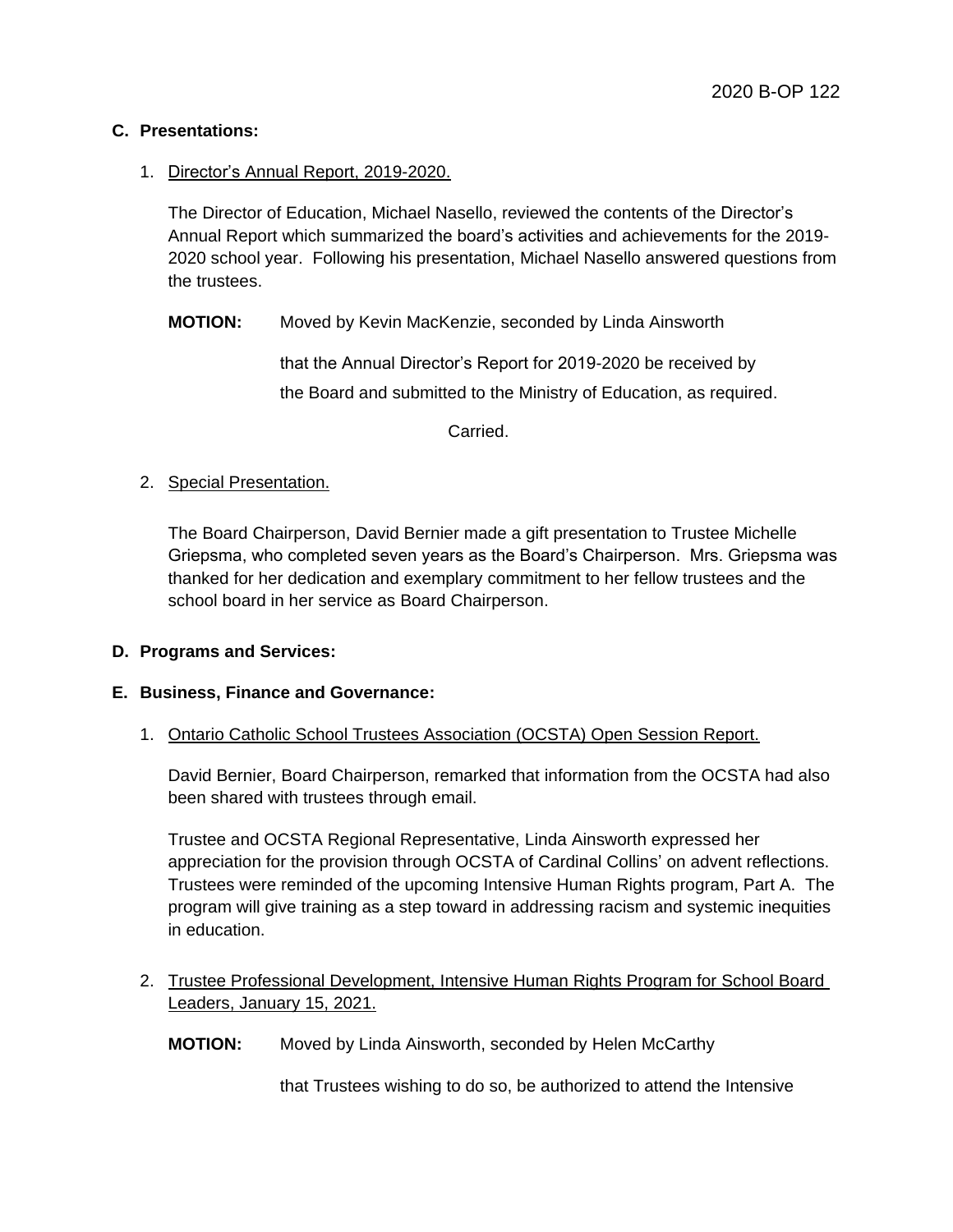### C. Presentations:

1. Director's Annual Report, 2019-2020.

   The Director of Education, Michael Nasello, reviewed the contents of the Director's Annual Report which summarized the board's activities and achievements for the 2019-2020 school year. Following his presentation, Michael Nasello answered questions from the trustees.

   **MOTION:** Moved by Kevin MacKenzie, seconded by Linda Ainsworth

   that the Annual Director's Report for 2019-2020 be received by the Board and submitted to the Ministry of Education, as required.

   Carried.

2. Special Presentation.

   The Board Chairperson, David Bernier made a gift presentation to Trustee Michelle Griepsma, who completed seven years as the Board's Chairperson. Mrs. Griepsma was thanked for her dedication and exemplary commitment to her fellow trustees and the school board in her service as Board Chairperson.

### D. Programs and Services:

### E. Business, Finance and Governance:

1. Ontario Catholic School Trustees Association (OCSTA) Open Session Report.

   David Bernier, Board Chairperson, remarked that information from the OCSTA had also been shared with trustees through email.

   Trustee and OCSTA Regional Representative, Linda Ainsworth expressed her appreciation for the provision through OCSTA of Cardinal Collins' on advent reflections. Trustees were reminded of the upcoming Intensive Human Rights program, Part A. The program will give training as a step toward in addressing racism and systemic inequities in education.

2. Trustee Professional Development, Intensive Human Rights Program for School Board Leaders, January 15, 2021.

   **MOTION:** Moved by Linda Ainsworth, seconded by Helen McCarthy

   that Trustees wishing to do so, be authorized to attend the Intensive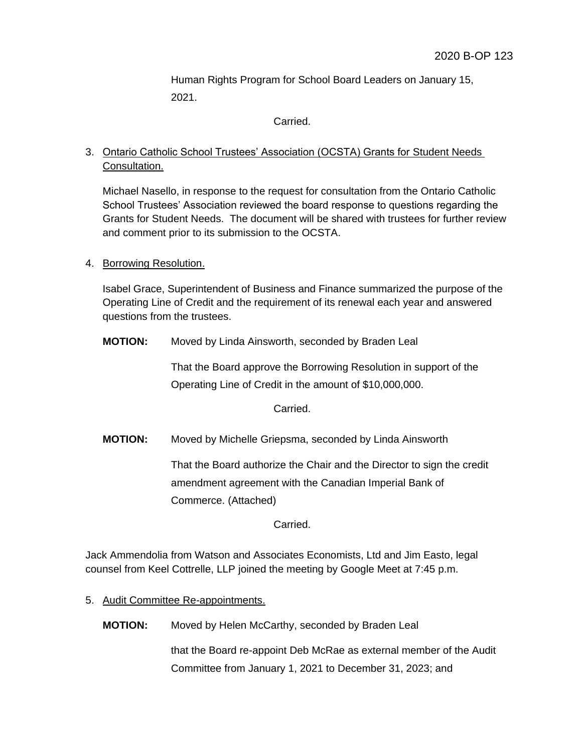Human Rights Program for School Board Leaders on January 15, 2021.

Carried.

3. Ontario Catholic School Trustees' Association (OCSTA) Grants for Student Needs Consultation.

   Michael Nasello, in response to the request for consultation from the Ontario Catholic School Trustees' Association reviewed the board response to questions regarding the Grants for Student Needs. The document will be shared with trustees for further review and comment prior to its submission to the OCSTA.

4. Borrowing Resolution.

   Isabel Grace, Superintendent of Business and Finance summarized the purpose of the Operating Line of Credit and the requirement of its renewal each year and answered questions from the trustees.

   **MOTION:** Moved by Linda Ainsworth, seconded by Braden Leal

   That the Board approve the Borrowing Resolution in support of the Operating Line of Credit in the amount of $10,000,000.

   Carried.

   **MOTION:** Moved by Michelle Griepsma, seconded by Linda Ainsworth

   That the Board authorize the Chair and the Director to sign the credit amendment agreement with the Canadian Imperial Bank of Commerce. (Attached)

   Carried.

Jack Ammendolia from Watson and Associates Economists, Ltd and Jim Easto, legal counsel from Keel Cottrelle, LLP joined the meeting by Google Meet at 7:45 p.m.

5. Audit Committee Re-appointments.

   **MOTION:** Moved by Helen McCarthy, seconded by Braden Leal

   that the Board re-appoint Deb McRae as external member of the Audit Committee from January 1, 2021 to December 31, 2023; and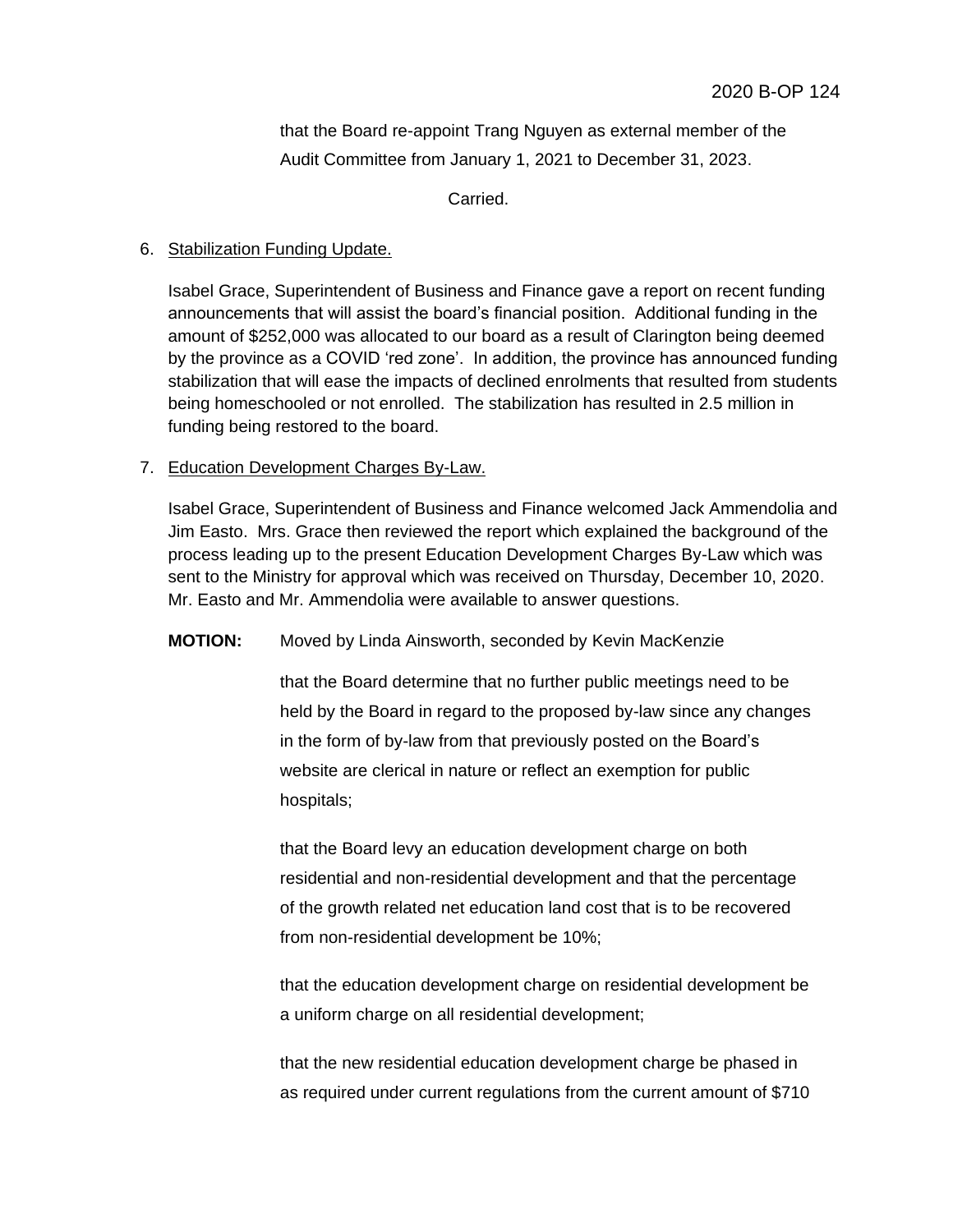that the Board re-appoint Trang Nguyen as external member of the Audit Committee from January 1, 2021 to December 31, 2023.

Carried.

6. Stabilization Funding Update.

   Isabel Grace, Superintendent of Business and Finance gave a report on recent funding announcements that will assist the board's financial position. Additional funding in the amount of $252,000 was allocated to our board as a result of Clarington being deemed by the province as a COVID 'red zone'. In addition, the province has announced funding stabilization that will ease the impacts of declined enrolments that resulted from students being homeschooled or not enrolled. The stabilization has resulted in 2.5 million in funding being restored to the board.

7. Education Development Charges By-Law.

   Isabel Grace, Superintendent of Business and Finance welcomed Jack Ammendolia and Jim Easto. Mrs. Grace then reviewed the report which explained the background of the process leading up to the present Education Development Charges By-Law which was sent to the Ministry for approval which was received on Thursday, December 10, 2020. Mr. Easto and Mr. Ammendolia were available to answer questions.

   **MOTION:** Moved by Linda Ainsworth, seconded by Kevin MacKenzie

   that the Board determine that no further public meetings need to be held by the Board in regard to the proposed by-law since any changes in the form of by-law from that previously posted on the Board's website are clerical in nature or reflect an exemption for public hospitals;

   that the Board levy an education development charge on both residential and non-residential development and that the percentage of the growth related net education land cost that is to be recovered from non-residential development be 10%;

   that the education development charge on residential development be a uniform charge on all residential development;

   that the new residential education development charge be phased in as required under current regulations from the current amount of $710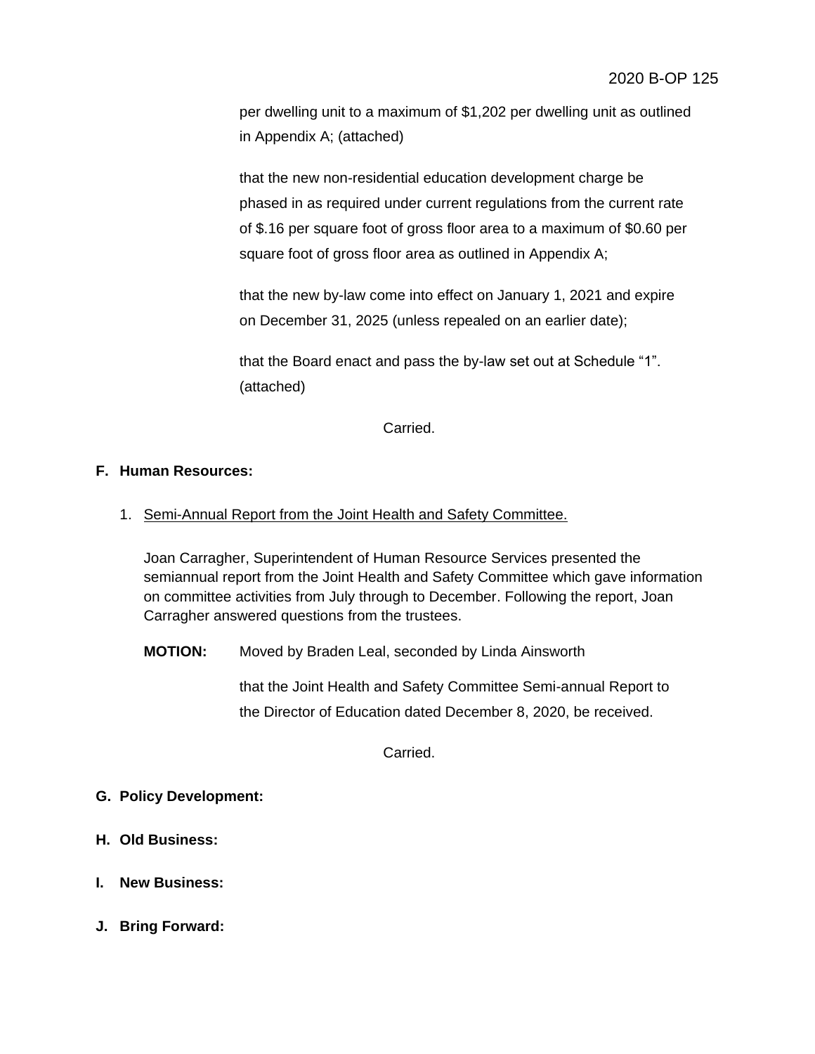per dwelling unit to a maximum of $1,202 per dwelling unit as outlined in Appendix A; (attached)

that the new non-residential education development charge be phased in as required under current regulations from the current rate of $.16 per square foot of gross floor area to a maximum of $0.60 per square foot of gross floor area as outlined in Appendix A;

that the new by-law come into effect on January 1, 2021 and expire on December 31, 2025 (unless repealed on an earlier date);

that the Board enact and pass the by-law set out at Schedule "1". (attached)

Carried.

**F. Human Resources:**

1. Semi-Annual Report from the Joint Health and Safety Committee.

Joan Carragher, Superintendent of Human Resource Services presented the semiannual report from the Joint Health and Safety Committee which gave information on committee activities from July through to December. Following the report, Joan Carragher answered questions from the trustees.

**MOTION:** Moved by Braden Leal, seconded by Linda Ainsworth

that the Joint Health and Safety Committee Semi-annual Report to the Director of Education dated December 8, 2020, be received.

Carried.

**G. Policy Development:**

**H. Old Business:**

**I. New Business:**

**J. Bring Forward:**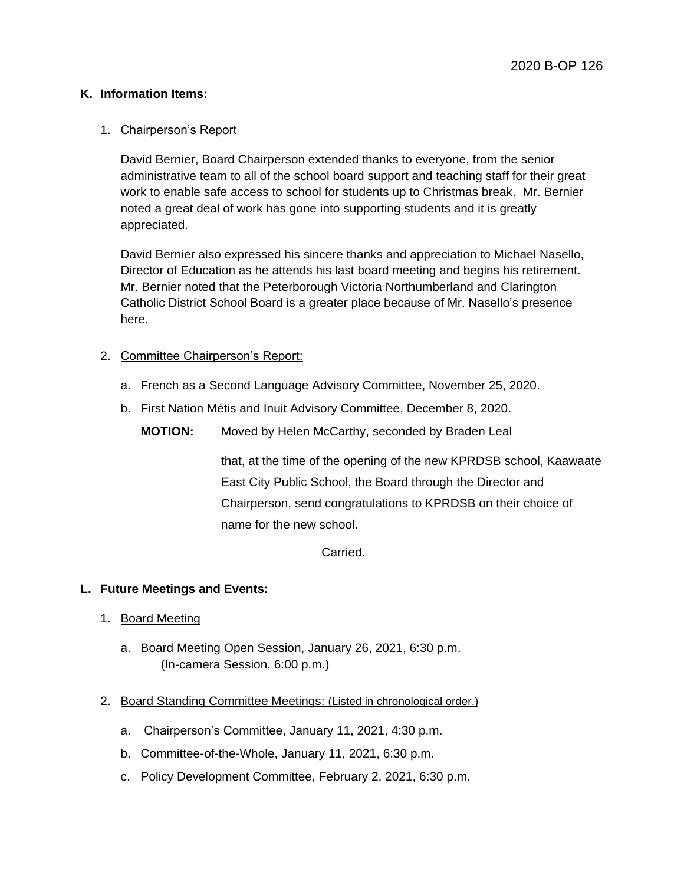## K. Information Items:

1. Chairperson's Report

   David Bernier, Board Chairperson extended thanks to everyone, from the senior administrative team to all of the school board support and teaching staff for their great work to enable safe access to school for students up to Christmas break. Mr. Bernier noted a great deal of work has gone into supporting students and it is greatly appreciated.

   David Bernier also expressed his sincere thanks and appreciation to Michael Nasello, Director of Education as he attends his last board meeting and begins his retirement. Mr. Bernier noted that the Peterborough Victoria Northumberland and Clarington Catholic District School Board is a greater place because of Mr. Nasello's presence here.

2. Committee Chairperson's Report:

   a. French as a Second Language Advisory Committee, November 25, 2020.

   b. First Nation Métis and Inuit Advisory Committee, December 8, 2020.

   **MOTION:** Moved by Helen McCarthy, seconded by Braden Leal

   that, at the time of the opening of the new KPRDSB school, Kaawaate East City Public School, the Board through the Director and Chairperson, send congratulations to KPRDSB on their choice of name for the new school.

   Carried.

## L. Future Meetings and Events:

1. Board Meeting

   a. Board Meeting Open Session, January 26, 2021, 6:30 p.m. (In-camera Session, 6:00 p.m.)

2. Board Standing Committee Meetings: (Listed in chronological order.)

   a. Chairperson's Committee, January 11, 2021, 4:30 p.m.

   b. Committee-of-the-Whole, January 11, 2021, 6:30 p.m.

   c. Policy Development Committee, February 2, 2021, 6:30 p.m.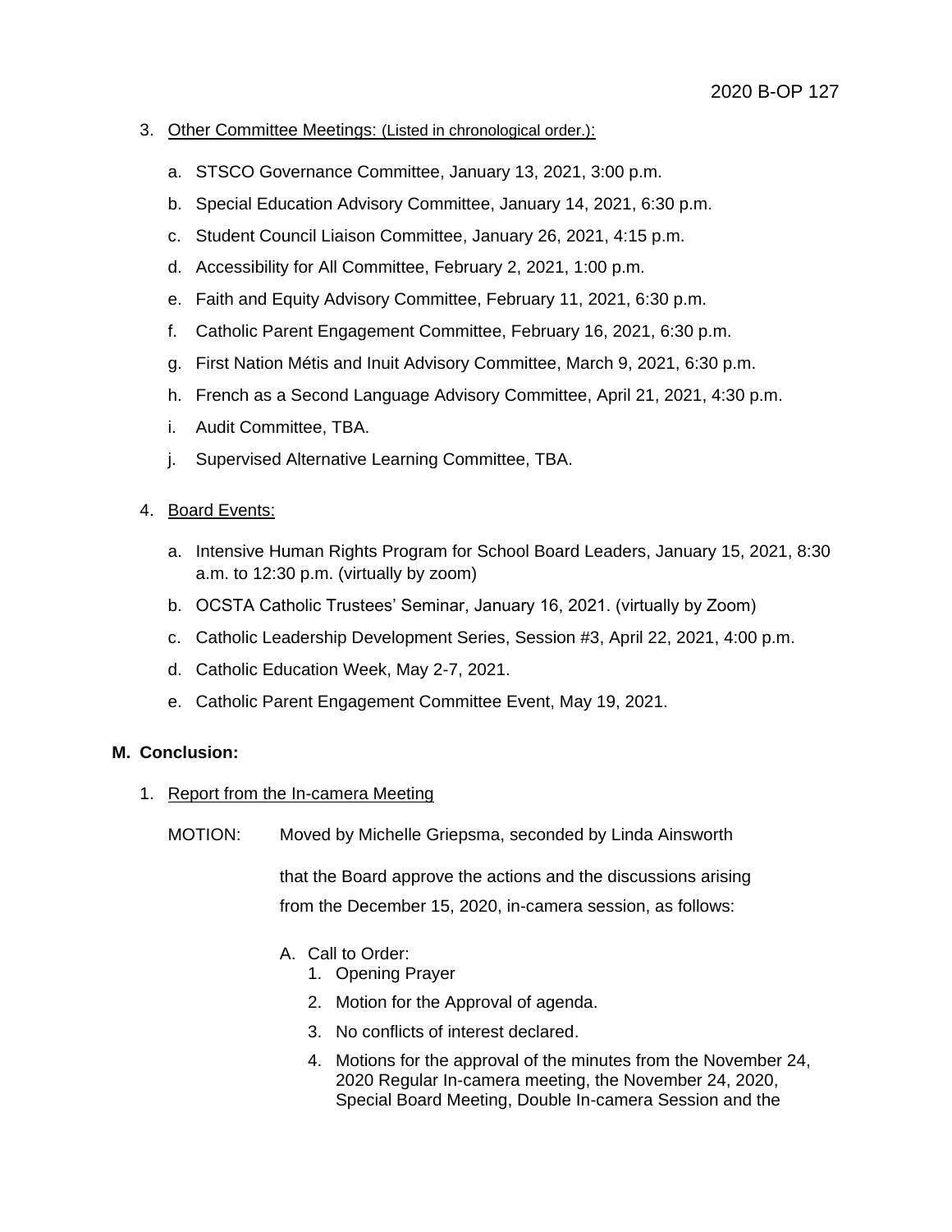3. Other Committee Meetings: (Listed in chronological order.):

    a. STSCO Governance Committee, January 13, 2021, 3:00 p.m.

    b. Special Education Advisory Committee, January 14, 2021, 6:30 p.m.

    c. Student Council Liaison Committee, January 26, 2021, 4:15 p.m.

    d. Accessibility for All Committee, February 2, 2021, 1:00 p.m.

    e. Faith and Equity Advisory Committee, February 11, 2021, 6:30 p.m.

    f. Catholic Parent Engagement Committee, February 16, 2021, 6:30 p.m.

    g. First Nation Métis and Inuit Advisory Committee, March 9, 2021, 6:30 p.m.

    h. French as a Second Language Advisory Committee, April 21, 2021, 4:30 p.m.

    i. Audit Committee, TBA.

    j. Supervised Alternative Learning Committee, TBA.

4. Board Events:

    a. Intensive Human Rights Program for School Board Leaders, January 15, 2021, 8:30 a.m. to 12:30 p.m. (virtually by zoom)

    b. OCSTA Catholic Trustees' Seminar, January 16, 2021. (virtually by Zoom)

    c. Catholic Leadership Development Series, Session #3, April 22, 2021, 4:00 p.m.

    d. Catholic Education Week, May 2-7, 2021.

    e. Catholic Parent Engagement Committee Event, May 19, 2021.

**M. Conclusion:**

1. Report from the In-camera Meeting

MOTION: Moved by Michelle Griepsma, seconded by Linda Ainsworth

that the Board approve the actions and the discussions arising from the December 15, 2020, in-camera session, as follows:

A. Call to Order:
    1. Opening Prayer
    2. Motion for the Approval of agenda.
    3. No conflicts of interest declared.
    4. Motions for the approval of the minutes from the November 24, 2020 Regular In-camera meeting, the November 24, 2020, Special Board Meeting, Double In-camera Session and the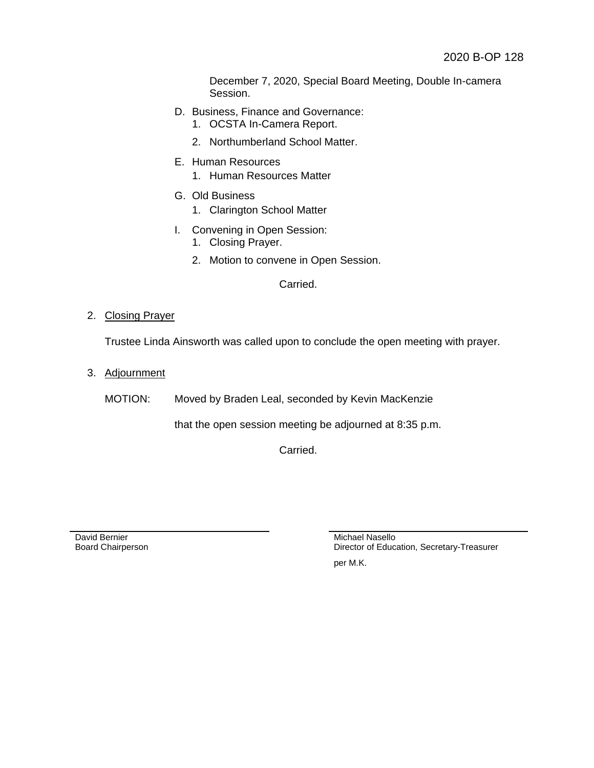December 7, 2020, Special Board Meeting, Double In-camera Session.

D. Business, Finance and Governance:
   1. OCSTA In-Camera Report.
   2. Northumberland School Matter.

E. Human Resources
   1. Human Resources Matter

G. Old Business
   1. Clarington School Matter

I. Convening in Open Session:
   1. Closing Prayer.
   2. Motion to convene in Open Session.

Carried.

2. Closing Prayer

Trustee Linda Ainsworth was called upon to conclude the open meeting with prayer.

3. Adjournment

MOTION: Moved by Braden Leal, seconded by Kevin MacKenzie

that the open session meeting be adjourned at 8:35 p.m.

Carried.

David Bernier
Board Chairperson

Michael Nasello
Director of Education, Secretary-Treasurer

per M.K.